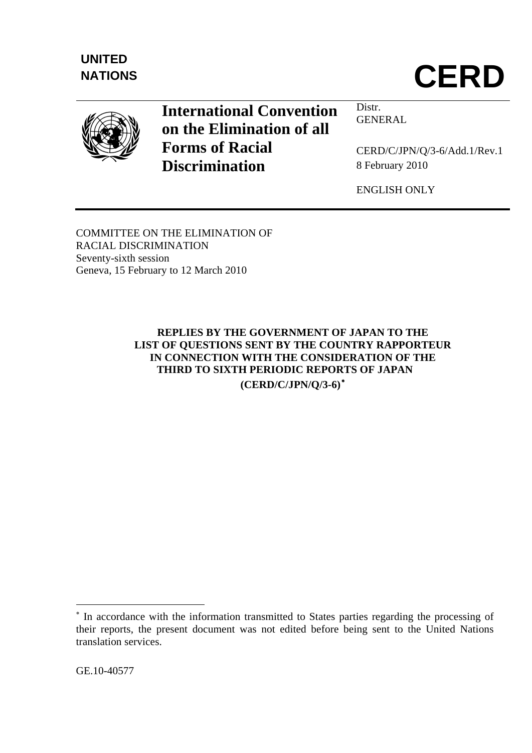**UNITED NATIONS**

# CERD

**International Convention on the Elimination of all Forms of Racial Discrimination**

Distr.
GENERAL

CERD/C/JPN/Q/3-6/Add.1/Rev.1
8 February 2010

ENGLISH ONLY

COMMITTEE ON THE ELIMINATION OF RACIAL DISCRIMINATION
Seventy-sixth session
Geneva, 15 February to 12 March 2010

## REPLIES BY THE GOVERNMENT OF JAPAN TO THE LIST OF QUESTIONS SENT BY THE COUNTRY RAPPORTEUR IN CONNECTION WITH THE CONSIDERATION OF THE THIRD TO SIXTH PERIODIC REPORTS OF JAPAN (CERD/C/JPN/Q/3-6)*

---

* In accordance with the information transmitted to States parties regarding the processing of their reports, the present document was not edited before being sent to the United Nations translation services.

GE.10-40577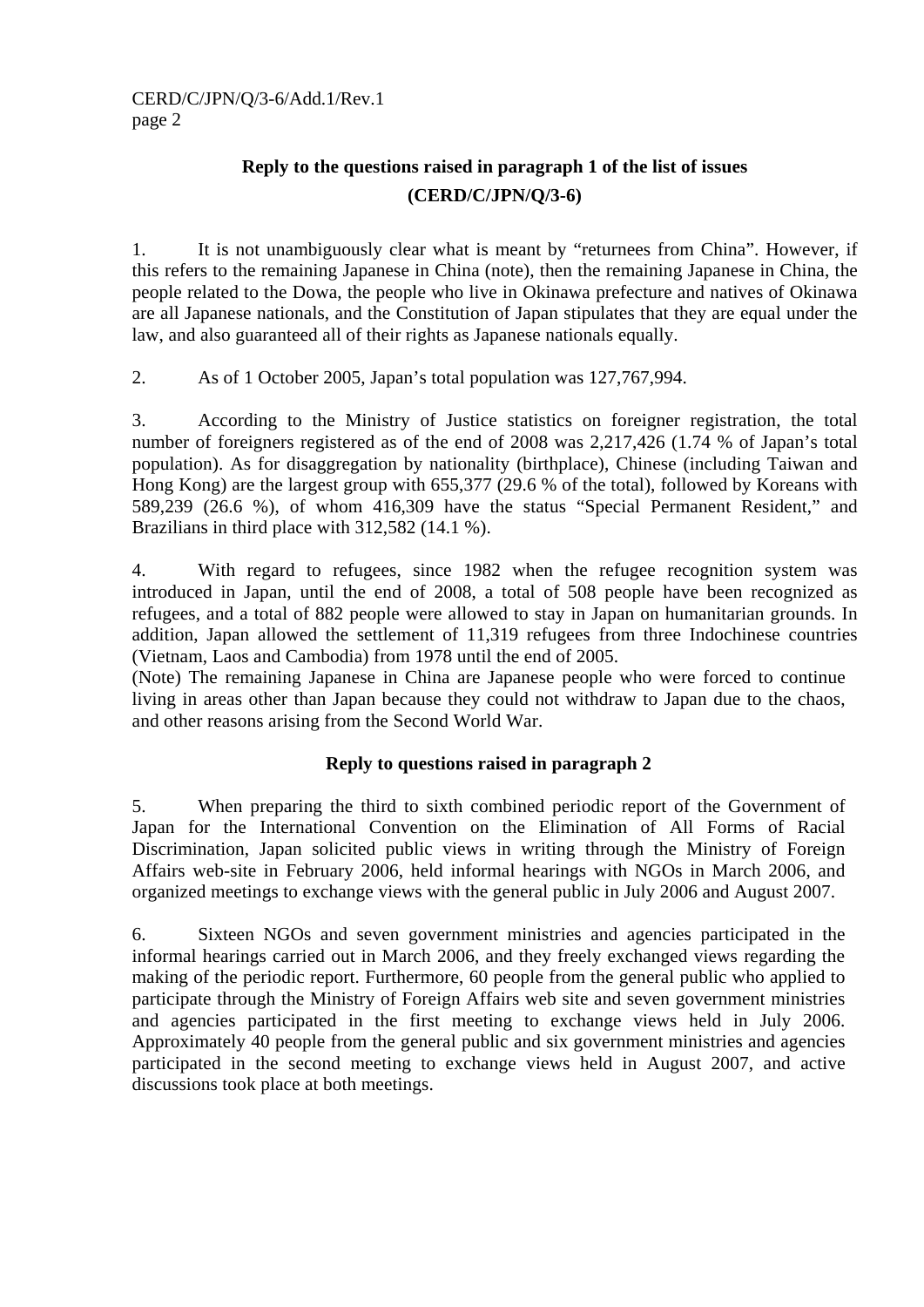**Reply to the questions raised in paragraph 1 of the list of issues (CERD/C/JPN/Q/3-6)**

1. It is not unambiguously clear what is meant by “returnees from China”. However, if this refers to the remaining Japanese in China (note), then the remaining Japanese in China, the people related to the Dowa, the people who live in Okinawa prefecture and natives of Okinawa are all Japanese nationals, and the Constitution of Japan stipulates that they are equal under the law, and also guaranteed all of their rights as Japanese nationals equally.

2. As of 1 October 2005, Japan’s total population was 127,767,994.

3. According to the Ministry of Justice statistics on foreigner registration, the total number of foreigners registered as of the end of 2008 was 2,217,426 (1.74 % of Japan’s total population). As for disaggregation by nationality (birthplace), Chinese (including Taiwan and Hong Kong) are the largest group with 655,377 (29.6 % of the total), followed by Koreans with 589,239 (26.6 %), of whom 416,309 have the status “Special Permanent Resident,” and Brazilians in third place with 312,582 (14.1 %).

4. With regard to refugees, since 1982 when the refugee recognition system was introduced in Japan, until the end of 2008, a total of 508 people have been recognized as refugees, and a total of 882 people were allowed to stay in Japan on humanitarian grounds. In addition, Japan allowed the settlement of 11,319 refugees from three Indochinese countries (Vietnam, Laos and Cambodia) from 1978 until the end of 2005.

(Note) The remaining Japanese in China are Japanese people who were forced to continue living in areas other than Japan because they could not withdraw to Japan due to the chaos, and other reasons arising from the Second World War.

**Reply to questions raised in paragraph 2**

5. When preparing the third to sixth combined periodic report of the Government of Japan for the International Convention on the Elimination of All Forms of Racial Discrimination, Japan solicited public views in writing through the Ministry of Foreign Affairs web-site in February 2006, held informal hearings with NGOs in March 2006, and organized meetings to exchange views with the general public in July 2006 and August 2007.

6. Sixteen NGOs and seven government ministries and agencies participated in the informal hearings carried out in March 2006, and they freely exchanged views regarding the making of the periodic report. Furthermore, 60 people from the general public who applied to participate through the Ministry of Foreign Affairs web site and seven government ministries and agencies participated in the first meeting to exchange views held in July 2006. Approximately 40 people from the general public and six government ministries and agencies participated in the second meeting to exchange views held in August 2007, and active discussions took place at both meetings.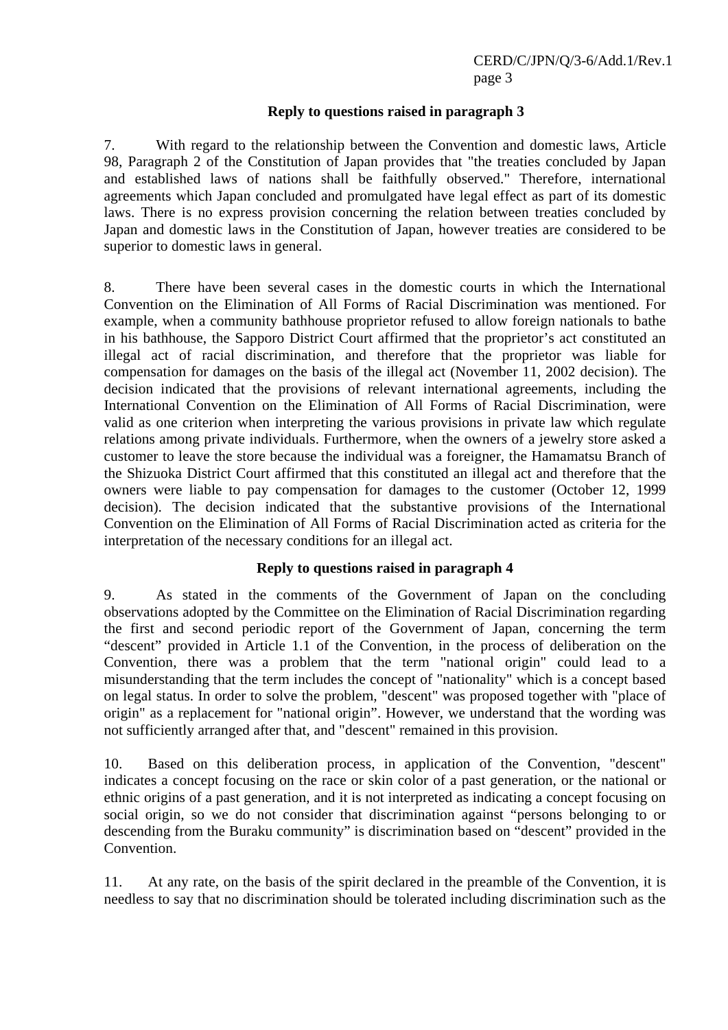**Reply to questions raised in paragraph 3**

7. With regard to the relationship between the Convention and domestic laws, Article 98, Paragraph 2 of the Constitution of Japan provides that "the treaties concluded by Japan and established laws of nations shall be faithfully observed." Therefore, international agreements which Japan concluded and promulgated have legal effect as part of its domestic laws. There is no express provision concerning the relation between treaties concluded by Japan and domestic laws in the Constitution of Japan, however treaties are considered to be superior to domestic laws in general.

8. There have been several cases in the domestic courts in which the International Convention on the Elimination of All Forms of Racial Discrimination was mentioned. For example, when a community bathhouse proprietor refused to allow foreign nationals to bathe in his bathhouse, the Sapporo District Court affirmed that the proprietor’s act constituted an illegal act of racial discrimination, and therefore that the proprietor was liable for compensation for damages on the basis of the illegal act (November 11, 2002 decision). The decision indicated that the provisions of relevant international agreements, including the International Convention on the Elimination of All Forms of Racial Discrimination, were valid as one criterion when interpreting the various provisions in private law which regulate relations among private individuals. Furthermore, when the owners of a jewelry store asked a customer to leave the store because the individual was a foreigner, the Hamamatsu Branch of the Shizuoka District Court affirmed that this constituted an illegal act and therefore that the owners were liable to pay compensation for damages to the customer (October 12, 1999 decision). The decision indicated that the substantive provisions of the International Convention on the Elimination of All Forms of Racial Discrimination acted as criteria for the interpretation of the necessary conditions for an illegal act.

**Reply to questions raised in paragraph 4**

9. As stated in the comments of the Government of Japan on the concluding observations adopted by the Committee on the Elimination of Racial Discrimination regarding the first and second periodic report of the Government of Japan, concerning the term “descent” provided in Article 1.1 of the Convention, in the process of deliberation on the Convention, there was a problem that the term "national origin" could lead to a misunderstanding that the term includes the concept of "nationality" which is a concept based on legal status. In order to solve the problem, "descent" was proposed together with "place of origin" as a replacement for "national origin”. However, we understand that the wording was not sufficiently arranged after that, and "descent" remained in this provision.

10. Based on this deliberation process, in application of the Convention, "descent" indicates a concept focusing on the race or skin color of a past generation, or the national or ethnic origins of a past generation, and it is not interpreted as indicating a concept focusing on social origin, so we do not consider that discrimination against “persons belonging to or descending from the Buraku community” is discrimination based on “descent” provided in the Convention.

11. At any rate, on the basis of the spirit declared in the preamble of the Convention, it is needless to say that no discrimination should be tolerated including discrimination such as the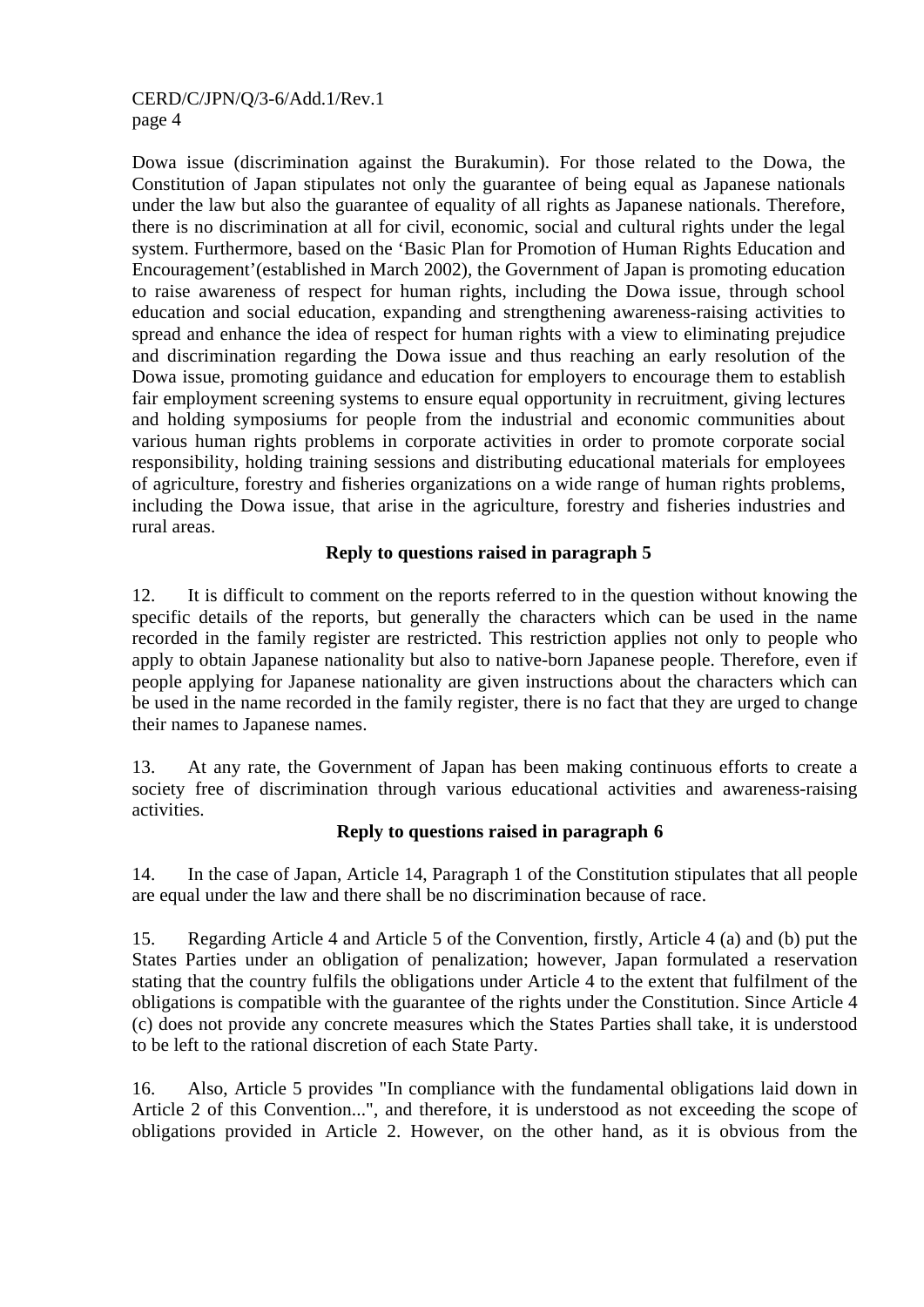Dowa issue (discrimination against the Burakumin). For those related to the Dowa, the Constitution of Japan stipulates not only the guarantee of being equal as Japanese nationals under the law but also the guarantee of equality of all rights as Japanese nationals. Therefore, there is no discrimination at all for civil, economic, social and cultural rights under the legal system. Furthermore, based on the 'Basic Plan for Promotion of Human Rights Education and Encouragement'(established in March 2002), the Government of Japan is promoting education to raise awareness of respect for human rights, including the Dowa issue, through school education and social education, expanding and strengthening awareness-raising activities to spread and enhance the idea of respect for human rights with a view to eliminating prejudice and discrimination regarding the Dowa issue and thus reaching an early resolution of the Dowa issue, promoting guidance and education for employers to encourage them to establish fair employment screening systems to ensure equal opportunity in recruitment, giving lectures and holding symposiums for people from the industrial and economic communities about various human rights problems in corporate activities in order to promote corporate social responsibility, holding training sessions and distributing educational materials for employees of agriculture, forestry and fisheries organizations on a wide range of human rights problems, including the Dowa issue, that arise in the agriculture, forestry and fisheries industries and rural areas.

**Reply to questions raised in paragraph 5**

12. It is difficult to comment on the reports referred to in the question without knowing the specific details of the reports, but generally the characters which can be used in the name recorded in the family register are restricted. This restriction applies not only to people who apply to obtain Japanese nationality but also to native-born Japanese people. Therefore, even if people applying for Japanese nationality are given instructions about the characters which can be used in the name recorded in the family register, there is no fact that they are urged to change their names to Japanese names.

13. At any rate, the Government of Japan has been making continuous efforts to create a society free of discrimination through various educational activities and awareness-raising activities.

**Reply to questions raised in paragraph 6**

14. In the case of Japan, Article 14, Paragraph 1 of the Constitution stipulates that all people are equal under the law and there shall be no discrimination because of race.

15. Regarding Article 4 and Article 5 of the Convention, firstly, Article 4 (a) and (b) put the States Parties under an obligation of penalization; however, Japan formulated a reservation stating that the country fulfils the obligations under Article 4 to the extent that fulfilment of the obligations is compatible with the guarantee of the rights under the Constitution. Since Article 4 (c) does not provide any concrete measures which the States Parties shall take, it is understood to be left to the rational discretion of each State Party.

16. Also, Article 5 provides "In compliance with the fundamental obligations laid down in Article 2 of this Convention...", and therefore, it is understood as not exceeding the scope of obligations provided in Article 2. However, on the other hand, as it is obvious from the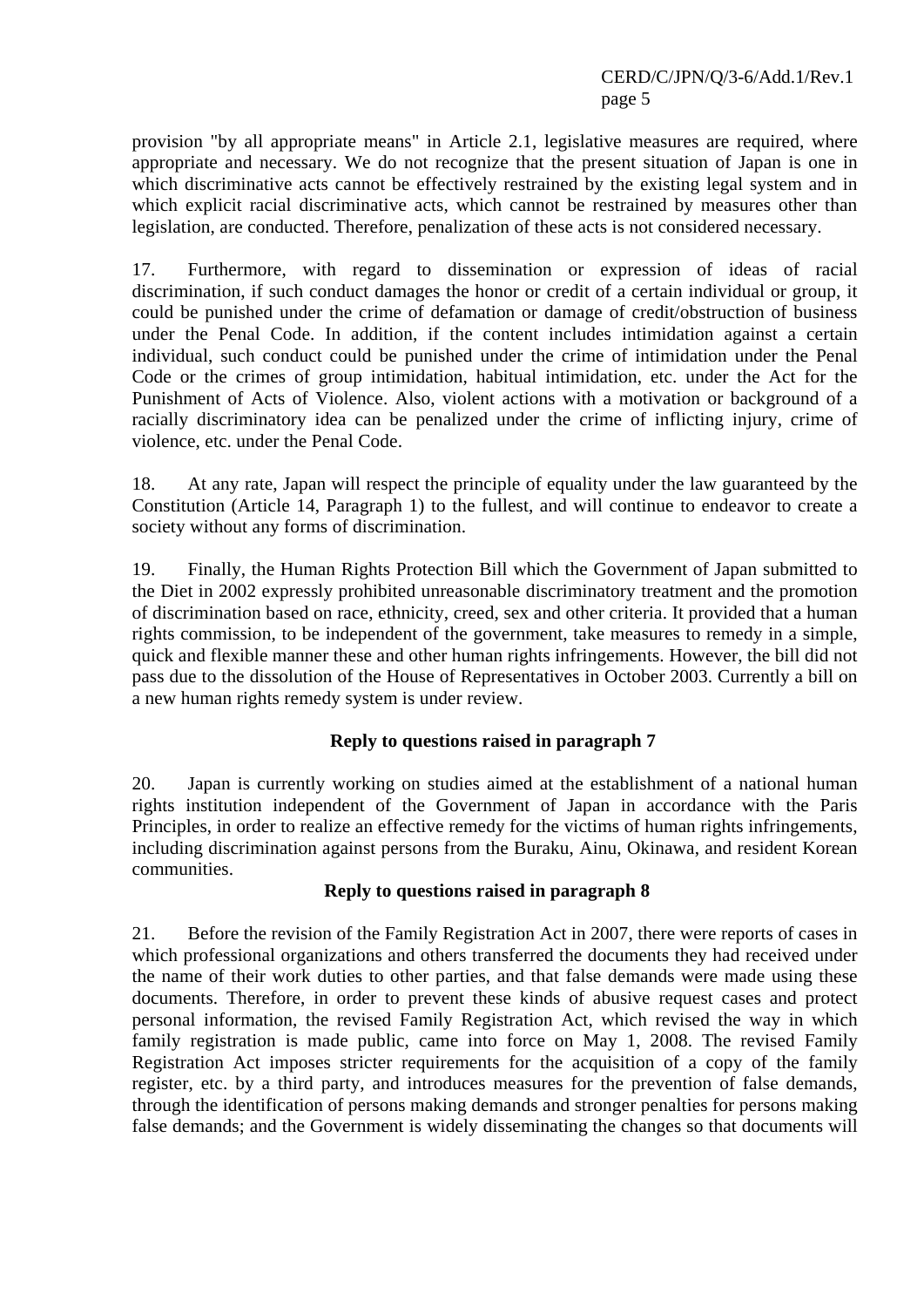provision "by all appropriate means" in Article 2.1, legislative measures are required, where appropriate and necessary. We do not recognize that the present situation of Japan is one in which discriminative acts cannot be effectively restrained by the existing legal system and in which explicit racial discriminative acts, which cannot be restrained by measures other than legislation, are conducted. Therefore, penalization of these acts is not considered necessary.

17. Furthermore, with regard to dissemination or expression of ideas of racial discrimination, if such conduct damages the honor or credit of a certain individual or group, it could be punished under the crime of defamation or damage of credit/obstruction of business under the Penal Code. In addition, if the content includes intimidation against a certain individual, such conduct could be punished under the crime of intimidation under the Penal Code or the crimes of group intimidation, habitual intimidation, etc. under the Act for the Punishment of Acts of Violence. Also, violent actions with a motivation or background of a racially discriminatory idea can be penalized under the crime of inflicting injury, crime of violence, etc. under the Penal Code.

18. At any rate, Japan will respect the principle of equality under the law guaranteed by the Constitution (Article 14, Paragraph 1) to the fullest, and will continue to endeavor to create a society without any forms of discrimination.

19. Finally, the Human Rights Protection Bill which the Government of Japan submitted to the Diet in 2002 expressly prohibited unreasonable discriminatory treatment and the promotion of discrimination based on race, ethnicity, creed, sex and other criteria. It provided that a human rights commission, to be independent of the government, take measures to remedy in a simple, quick and flexible manner these and other human rights infringements. However, the bill did not pass due to the dissolution of the House of Representatives in October 2003. Currently a bill on a new human rights remedy system is under review.

**Reply to questions raised in paragraph 7**

20. Japan is currently working on studies aimed at the establishment of a national human rights institution independent of the Government of Japan in accordance with the Paris Principles, in order to realize an effective remedy for the victims of human rights infringements, including discrimination against persons from the Buraku, Ainu, Okinawa, and resident Korean communities.

**Reply to questions raised in paragraph 8**

21. Before the revision of the Family Registration Act in 2007, there were reports of cases in which professional organizations and others transferred the documents they had received under the name of their work duties to other parties, and that false demands were made using these documents. Therefore, in order to prevent these kinds of abusive request cases and protect personal information, the revised Family Registration Act, which revised the way in which family registration is made public, came into force on May 1, 2008. The revised Family Registration Act imposes stricter requirements for the acquisition of a copy of the family register, etc. by a third party, and introduces measures for the prevention of false demands, through the identification of persons making demands and stronger penalties for persons making false demands; and the Government is widely disseminating the changes so that documents will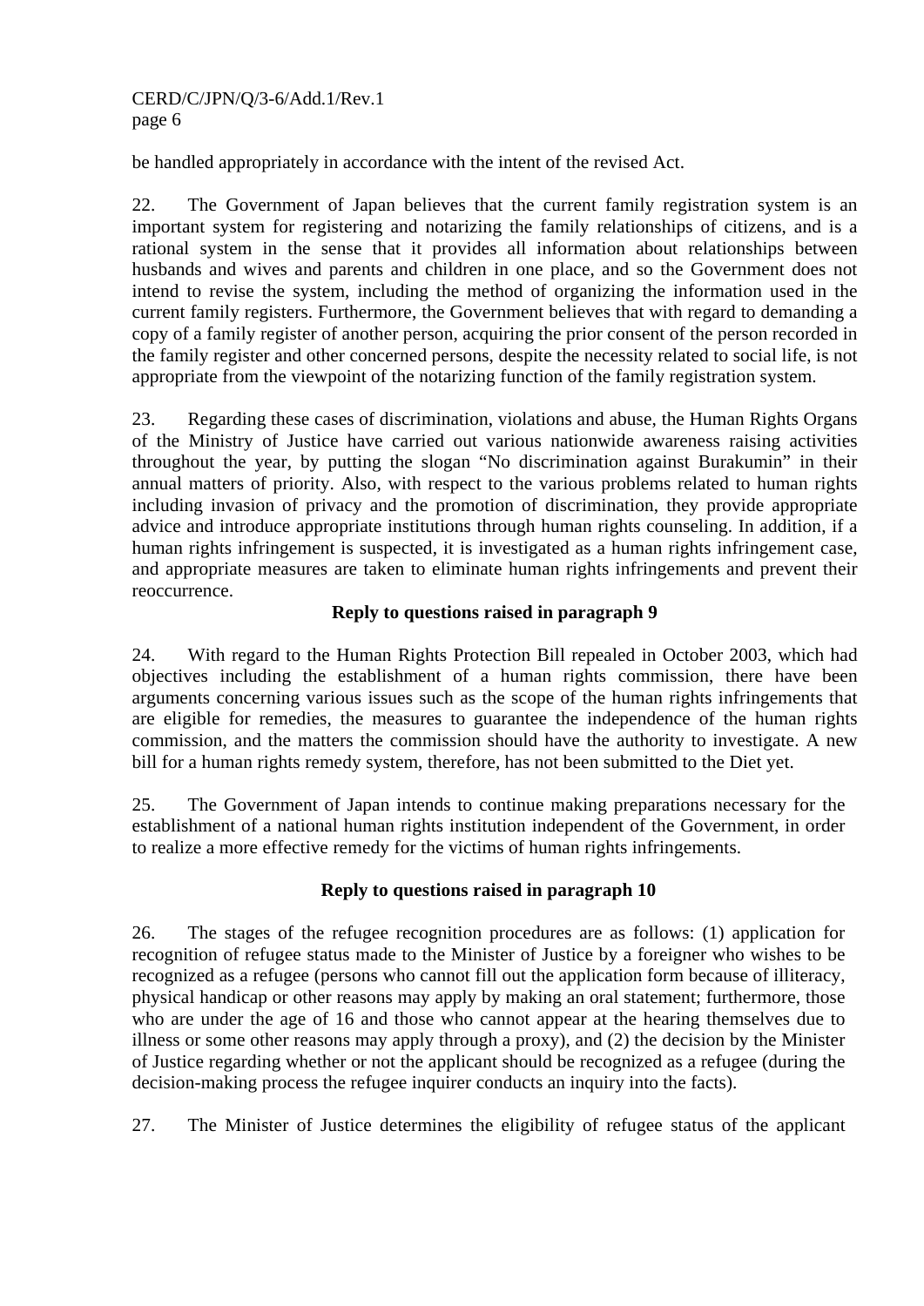be handled appropriately in accordance with the intent of the revised Act.

22. The Government of Japan believes that the current family registration system is an important system for registering and notarizing the family relationships of citizens, and is a rational system in the sense that it provides all information about relationships between husbands and wives and parents and children in one place, and so the Government does not intend to revise the system, including the method of organizing the information used in the current family registers. Furthermore, the Government believes that with regard to demanding a copy of a family register of another person, acquiring the prior consent of the person recorded in the family register and other concerned persons, despite the necessity related to social life, is not appropriate from the viewpoint of the notarizing function of the family registration system.

23. Regarding these cases of discrimination, violations and abuse, the Human Rights Organs of the Ministry of Justice have carried out various nationwide awareness raising activities throughout the year, by putting the slogan "No discrimination against Burakumin" in their annual matters of priority. Also, with respect to the various problems related to human rights including invasion of privacy and the promotion of discrimination, they provide appropriate advice and introduce appropriate institutions through human rights counseling. In addition, if a human rights infringement is suspected, it is investigated as a human rights infringement case, and appropriate measures are taken to eliminate human rights infringements and prevent their reoccurrence.

**Reply to questions raised in paragraph 9**

24. With regard to the Human Rights Protection Bill repealed in October 2003, which had objectives including the establishment of a human rights commission, there have been arguments concerning various issues such as the scope of the human rights infringements that are eligible for remedies, the measures to guarantee the independence of the human rights commission, and the matters the commission should have the authority to investigate. A new bill for a human rights remedy system, therefore, has not been submitted to the Diet yet.

25. The Government of Japan intends to continue making preparations necessary for the establishment of a national human rights institution independent of the Government, in order to realize a more effective remedy for the victims of human rights infringements.

**Reply to questions raised in paragraph 10**

26. The stages of the refugee recognition procedures are as follows: (1) application for recognition of refugee status made to the Minister of Justice by a foreigner who wishes to be recognized as a refugee (persons who cannot fill out the application form because of illiteracy, physical handicap or other reasons may apply by making an oral statement; furthermore, those who are under the age of 16 and those who cannot appear at the hearing themselves due to illness or some other reasons may apply through a proxy), and (2) the decision by the Minister of Justice regarding whether or not the applicant should be recognized as a refugee (during the decision-making process the refugee inquirer conducts an inquiry into the facts).

27. The Minister of Justice determines the eligibility of refugee status of the applicant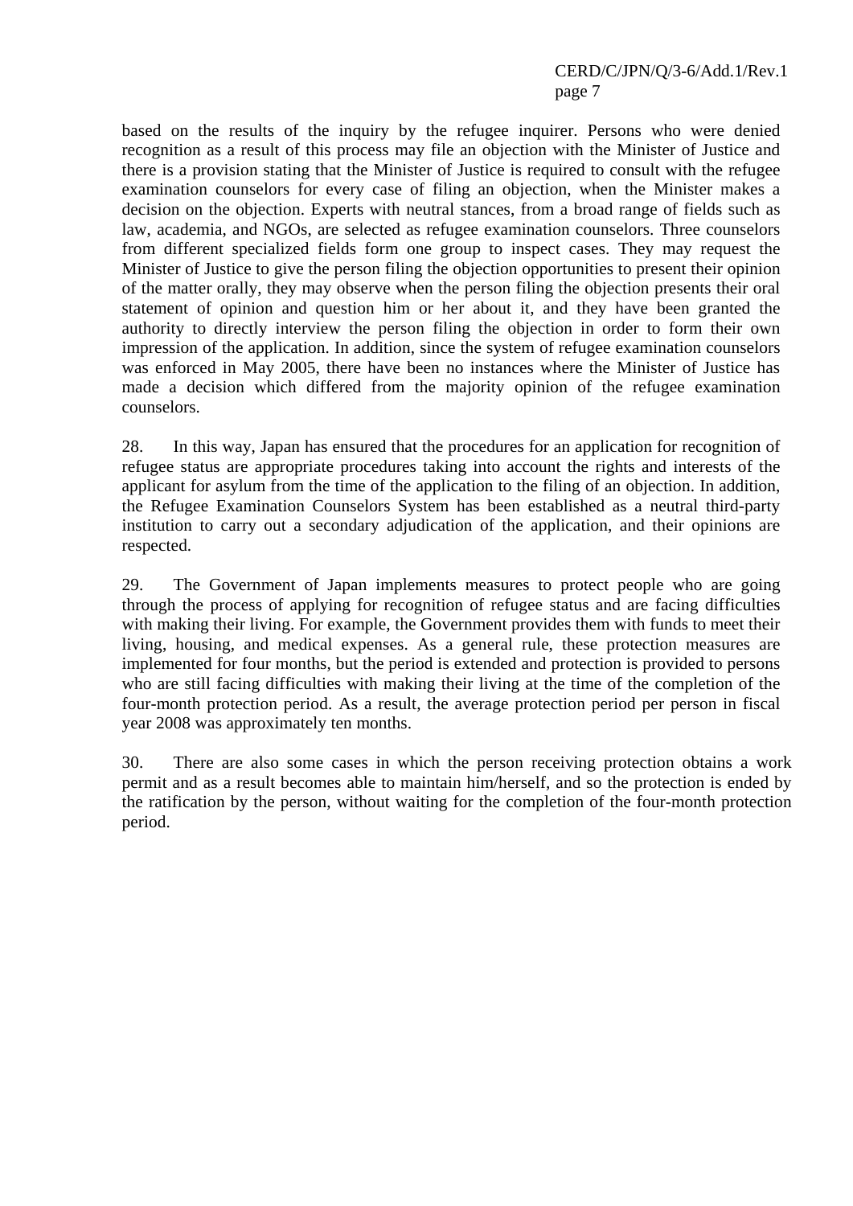based on the results of the inquiry by the refugee inquirer. Persons who were denied recognition as a result of this process may file an objection with the Minister of Justice and there is a provision stating that the Minister of Justice is required to consult with the refugee examination counselors for every case of filing an objection, when the Minister makes a decision on the objection. Experts with neutral stances, from a broad range of fields such as law, academia, and NGOs, are selected as refugee examination counselors. Three counselors from different specialized fields form one group to inspect cases. They may request the Minister of Justice to give the person filing the objection opportunities to present their opinion of the matter orally, they may observe when the person filing the objection presents their oral statement of opinion and question him or her about it, and they have been granted the authority to directly interview the person filing the objection in order to form their own impression of the application. In addition, since the system of refugee examination counselors was enforced in May 2005, there have been no instances where the Minister of Justice has made a decision which differed from the majority opinion of the refugee examination counselors.

28. In this way, Japan has ensured that the procedures for an application for recognition of refugee status are appropriate procedures taking into account the rights and interests of the applicant for asylum from the time of the application to the filing of an objection. In addition, the Refugee Examination Counselors System has been established as a neutral third-party institution to carry out a secondary adjudication of the application, and their opinions are respected.

29. The Government of Japan implements measures to protect people who are going through the process of applying for recognition of refugee status and are facing difficulties with making their living. For example, the Government provides them with funds to meet their living, housing, and medical expenses. As a general rule, these protection measures are implemented for four months, but the period is extended and protection is provided to persons who are still facing difficulties with making their living at the time of the completion of the four-month protection period. As a result, the average protection period per person in fiscal year 2008 was approximately ten months.

30. There are also some cases in which the person receiving protection obtains a work permit and as a result becomes able to maintain him/herself, and so the protection is ended by the ratification by the person, without waiting for the completion of the four-month protection period.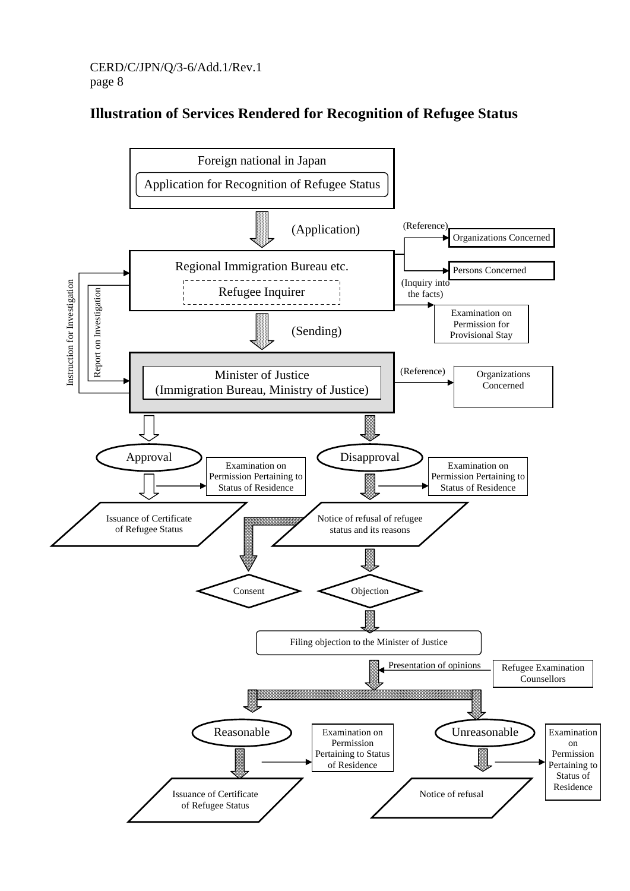## Illustration of Services Rendered for Recognition of Refugee Status

Foreign national in Japan

Application for Recognition of Refugee Status

(Application)

Regional Immigration Bureau etc.

Refugee Inquirer

(Reference)

Organizations Concerned

Persons Concerned

(Inquiry into the facts)

Examination on Permission for Provisional Stay

Instruction for Investigation

Report on Investigation

(Sending)

Minister of Justice
(Immigration Bureau, Ministry of Justice)

(Reference)

Organizations Concerned

Approval

Examination on Permission Pertaining to Status of Residence

Issuance of Certificate of Refugee Status

Disapproval

Examination on Permission Pertaining to Status of Residence

Notice of refusal of refugee status and its reasons

Consent

Objection

Filing objection to the Minister of Justice

Presentation of opinions

Refugee Examination Counsellors

Reasonable

Examination on Permission Pertaining to Status of Residence

Issuance of Certificate of Refugee Status

Unreasonable

Examination on Permission Pertaining to Status of Residence

Notice of refusal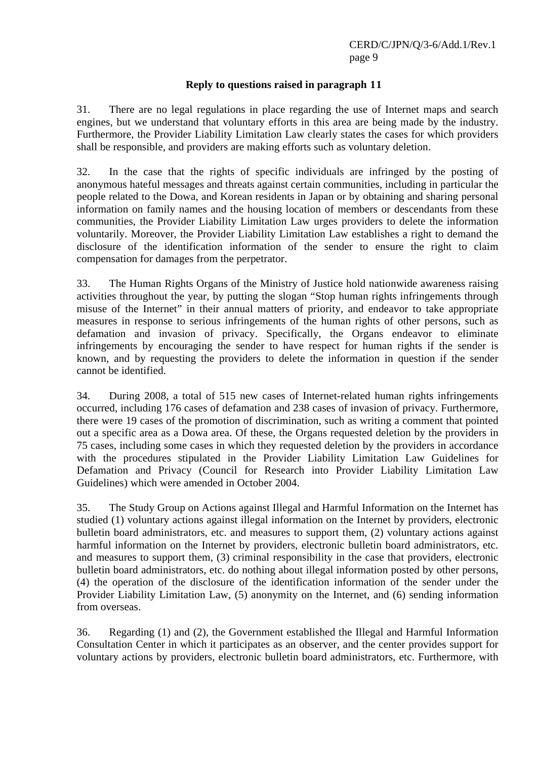**Reply to questions raised in paragraph 11**

31. There are no legal regulations in place regarding the use of Internet maps and search engines, but we understand that voluntary efforts in this area are being made by the industry. Furthermore, the Provider Liability Limitation Law clearly states the cases for which providers shall be responsible, and providers are making efforts such as voluntary deletion.

32. In the case that the rights of specific individuals are infringed by the posting of anonymous hateful messages and threats against certain communities, including in particular the people related to the Dowa, and Korean residents in Japan or by obtaining and sharing personal information on family names and the housing location of members or descendants from these communities, the Provider Liability Limitation Law urges providers to delete the information voluntarily. Moreover, the Provider Liability Limitation Law establishes a right to demand the disclosure of the identification information of the sender to ensure the right to claim compensation for damages from the perpetrator.

33. The Human Rights Organs of the Ministry of Justice hold nationwide awareness raising activities throughout the year, by putting the slogan "Stop human rights infringements through misuse of the Internet" in their annual matters of priority, and endeavor to take appropriate measures in response to serious infringements of the human rights of other persons, such as defamation and invasion of privacy. Specifically, the Organs endeavor to eliminate infringements by encouraging the sender to have respect for human rights if the sender is known, and by requesting the providers to delete the information in question if the sender cannot be identified.

34. During 2008, a total of 515 new cases of Internet-related human rights infringements occurred, including 176 cases of defamation and 238 cases of invasion of privacy. Furthermore, there were 19 cases of the promotion of discrimination, such as writing a comment that pointed out a specific area as a Dowa area. Of these, the Organs requested deletion by the providers in 75 cases, including some cases in which they requested deletion by the providers in accordance with the procedures stipulated in the Provider Liability Limitation Law Guidelines for Defamation and Privacy (Council for Research into Provider Liability Limitation Law Guidelines) which were amended in October 2004.

35. The Study Group on Actions against Illegal and Harmful Information on the Internet has studied (1) voluntary actions against illegal information on the Internet by providers, electronic bulletin board administrators, etc. and measures to support them, (2) voluntary actions against harmful information on the Internet by providers, electronic bulletin board administrators, etc. and measures to support them, (3) criminal responsibility in the case that providers, electronic bulletin board administrators, etc. do nothing about illegal information posted by other persons, (4) the operation of the disclosure of the identification information of the sender under the Provider Liability Limitation Law, (5) anonymity on the Internet, and (6) sending information from overseas.

36. Regarding (1) and (2), the Government established the Illegal and Harmful Information Consultation Center in which it participates as an observer, and the center provides support for voluntary actions by providers, electronic bulletin board administrators, etc. Furthermore, with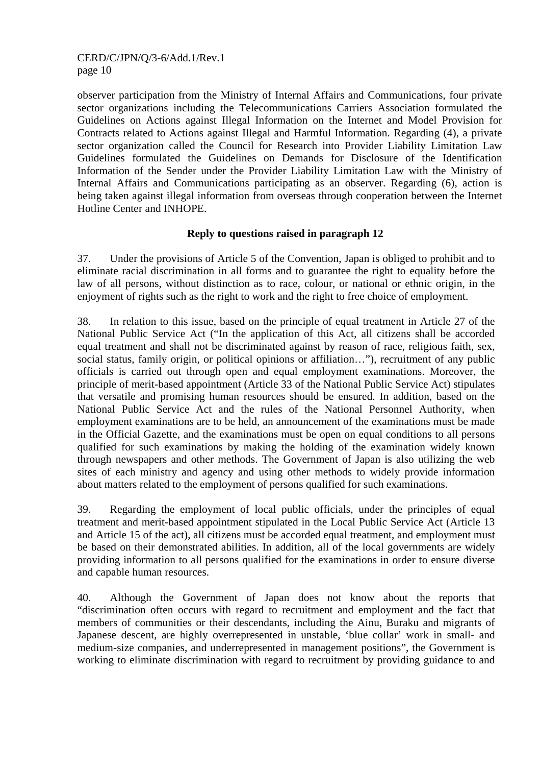observer participation from the Ministry of Internal Affairs and Communications, four private sector organizations including the Telecommunications Carriers Association formulated the Guidelines on Actions against Illegal Information on the Internet and Model Provision for Contracts related to Actions against Illegal and Harmful Information. Regarding (4), a private sector organization called the Council for Research into Provider Liability Limitation Law Guidelines formulated the Guidelines on Demands for Disclosure of the Identification Information of the Sender under the Provider Liability Limitation Law with the Ministry of Internal Affairs and Communications participating as an observer. Regarding (6), action is being taken against illegal information from overseas through cooperation between the Internet Hotline Center and INHOPE.

**Reply to questions raised in paragraph 12**

37. Under the provisions of Article 5 of the Convention, Japan is obliged to prohibit and to eliminate racial discrimination in all forms and to guarantee the right to equality before the law of all persons, without distinction as to race, colour, or national or ethnic origin, in the enjoyment of rights such as the right to work and the right to free choice of employment.

38. In relation to this issue, based on the principle of equal treatment in Article 27 of the National Public Service Act ("In the application of this Act, all citizens shall be accorded equal treatment and shall not be discriminated against by reason of race, religious faith, sex, social status, family origin, or political opinions or affiliation…"), recruitment of any public officials is carried out through open and equal employment examinations. Moreover, the principle of merit-based appointment (Article 33 of the National Public Service Act) stipulates that versatile and promising human resources should be ensured. In addition, based on the National Public Service Act and the rules of the National Personnel Authority, when employment examinations are to be held, an announcement of the examinations must be made in the Official Gazette, and the examinations must be open on equal conditions to all persons qualified for such examinations by making the holding of the examination widely known through newspapers and other methods. The Government of Japan is also utilizing the web sites of each ministry and agency and using other methods to widely provide information about matters related to the employment of persons qualified for such examinations.

39. Regarding the employment of local public officials, under the principles of equal treatment and merit-based appointment stipulated in the Local Public Service Act (Article 13 and Article 15 of the act), all citizens must be accorded equal treatment, and employment must be based on their demonstrated abilities. In addition, all of the local governments are widely providing information to all persons qualified for the examinations in order to ensure diverse and capable human resources.

40. Although the Government of Japan does not know about the reports that "discrimination often occurs with regard to recruitment and employment and the fact that members of communities or their descendants, including the Ainu, Buraku and migrants of Japanese descent, are highly overrepresented in unstable, 'blue collar' work in small- and medium-size companies, and underrepresented in management positions", the Government is working to eliminate discrimination with regard to recruitment by providing guidance to and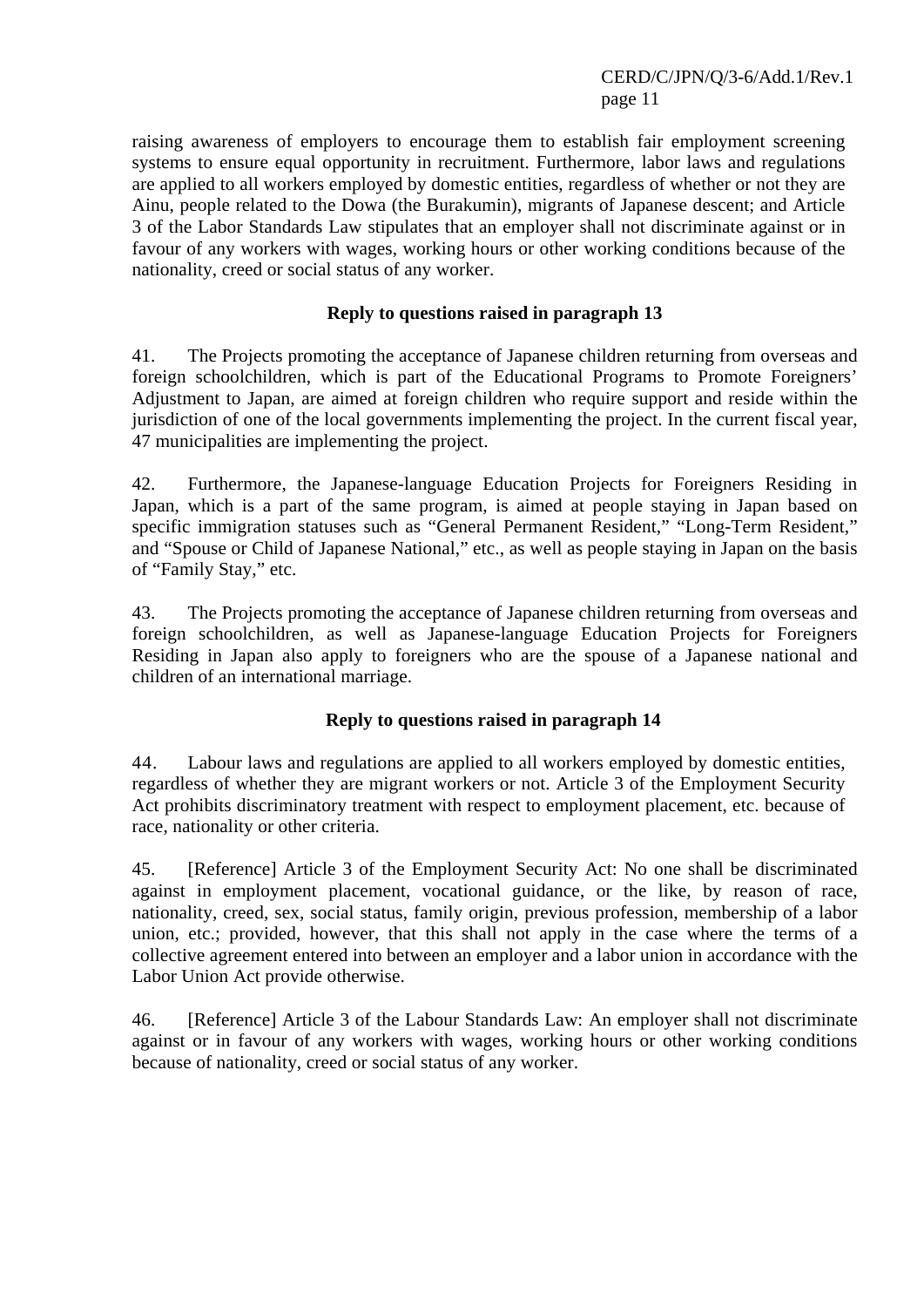raising awareness of employers to encourage them to establish fair employment screening systems to ensure equal opportunity in recruitment. Furthermore, labor laws and regulations are applied to all workers employed by domestic entities, regardless of whether or not they are Ainu, people related to the Dowa (the Burakumin), migrants of Japanese descent; and Article 3 of the Labor Standards Law stipulates that an employer shall not discriminate against or in favour of any workers with wages, working hours or other working conditions because of the nationality, creed or social status of any worker.

**Reply to questions raised in paragraph 13**

41. The Projects promoting the acceptance of Japanese children returning from overseas and foreign schoolchildren, which is part of the Educational Programs to Promote Foreigners' Adjustment to Japan, are aimed at foreign children who require support and reside within the jurisdiction of one of the local governments implementing the project. In the current fiscal year, 47 municipalities are implementing the project.

42. Furthermore, the Japanese-language Education Projects for Foreigners Residing in Japan, which is a part of the same program, is aimed at people staying in Japan based on specific immigration statuses such as "General Permanent Resident," "Long-Term Resident," and "Spouse or Child of Japanese National," etc., as well as people staying in Japan on the basis of "Family Stay," etc.

43. The Projects promoting the acceptance of Japanese children returning from overseas and foreign schoolchildren, as well as Japanese-language Education Projects for Foreigners Residing in Japan also apply to foreigners who are the spouse of a Japanese national and children of an international marriage.

**Reply to questions raised in paragraph 14**

44. Labour laws and regulations are applied to all workers employed by domestic entities, regardless of whether they are migrant workers or not. Article 3 of the Employment Security Act prohibits discriminatory treatment with respect to employment placement, etc. because of race, nationality or other criteria.

45. [Reference] Article 3 of the Employment Security Act: No one shall be discriminated against in employment placement, vocational guidance, or the like, by reason of race, nationality, creed, sex, social status, family origin, previous profession, membership of a labor union, etc.; provided, however, that this shall not apply in the case where the terms of a collective agreement entered into between an employer and a labor union in accordance with the Labor Union Act provide otherwise.

46. [Reference] Article 3 of the Labour Standards Law: An employer shall not discriminate against or in favour of any workers with wages, working hours or other working conditions because of nationality, creed or social status of any worker.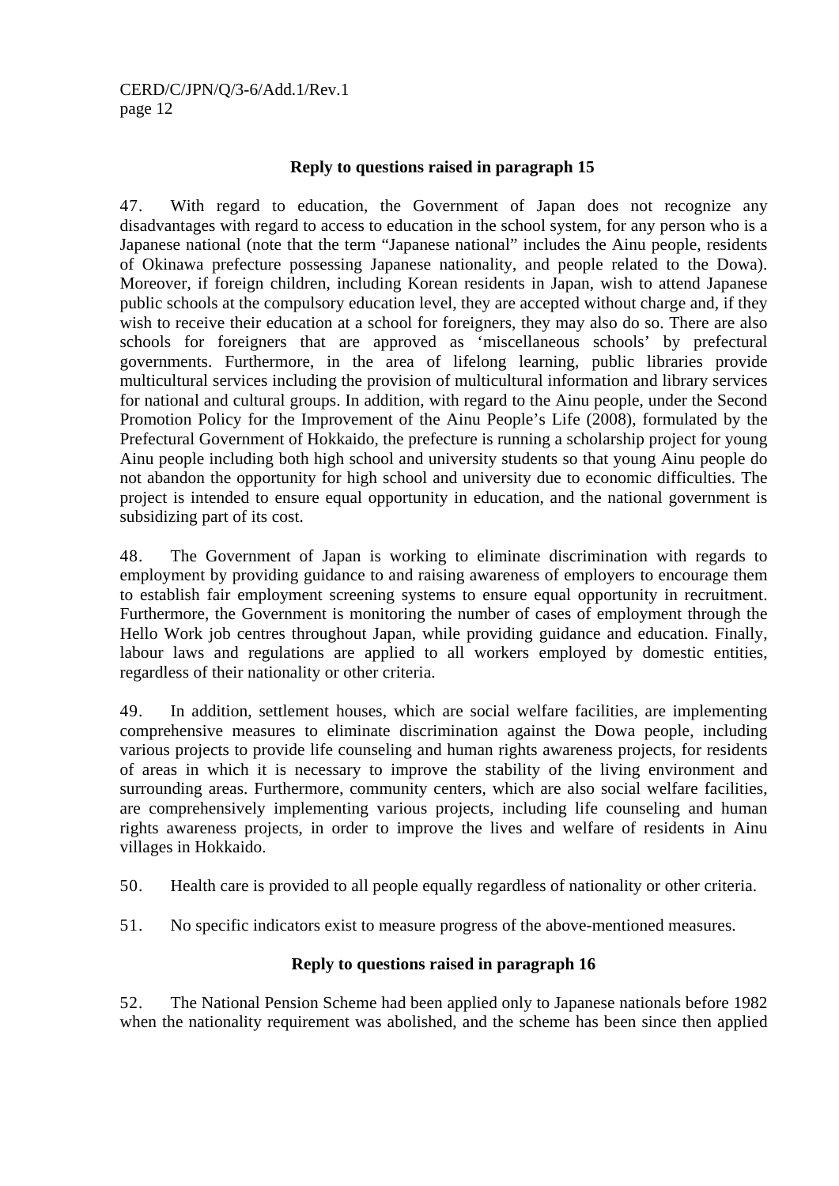**Reply to questions raised in paragraph 15**

47. With regard to education, the Government of Japan does not recognize any disadvantages with regard to access to education in the school system, for any person who is a Japanese national (note that the term "Japanese national" includes the Ainu people, residents of Okinawa prefecture possessing Japanese nationality, and people related to the Dowa). Moreover, if foreign children, including Korean residents in Japan, wish to attend Japanese public schools at the compulsory education level, they are accepted without charge and, if they wish to receive their education at a school for foreigners, they may also do so. There are also schools for foreigners that are approved as 'miscellaneous schools' by prefectural governments. Furthermore, in the area of lifelong learning, public libraries provide multicultural services including the provision of multicultural information and library services for national and cultural groups. In addition, with regard to the Ainu people, under the Second Promotion Policy for the Improvement of the Ainu People's Life (2008), formulated by the Prefectural Government of Hokkaido, the prefecture is running a scholarship project for young Ainu people including both high school and university students so that young Ainu people do not abandon the opportunity for high school and university due to economic difficulties. The project is intended to ensure equal opportunity in education, and the national government is subsidizing part of its cost.

48. The Government of Japan is working to eliminate discrimination with regards to employment by providing guidance to and raising awareness of employers to encourage them to establish fair employment screening systems to ensure equal opportunity in recruitment. Furthermore, the Government is monitoring the number of cases of employment through the Hello Work job centres throughout Japan, while providing guidance and education. Finally, labour laws and regulations are applied to all workers employed by domestic entities, regardless of their nationality or other criteria.

49. In addition, settlement houses, which are social welfare facilities, are implementing comprehensive measures to eliminate discrimination against the Dowa people, including various projects to provide life counseling and human rights awareness projects, for residents of areas in which it is necessary to improve the stability of the living environment and surrounding areas. Furthermore, community centers, which are also social welfare facilities, are comprehensively implementing various projects, including life counseling and human rights awareness projects, in order to improve the lives and welfare of residents in Ainu villages in Hokkaido.

50. Health care is provided to all people equally regardless of nationality or other criteria.

51. No specific indicators exist to measure progress of the above-mentioned measures.

**Reply to questions raised in paragraph 16**

52. The National Pension Scheme had been applied only to Japanese nationals before 1982 when the nationality requirement was abolished, and the scheme has been since then applied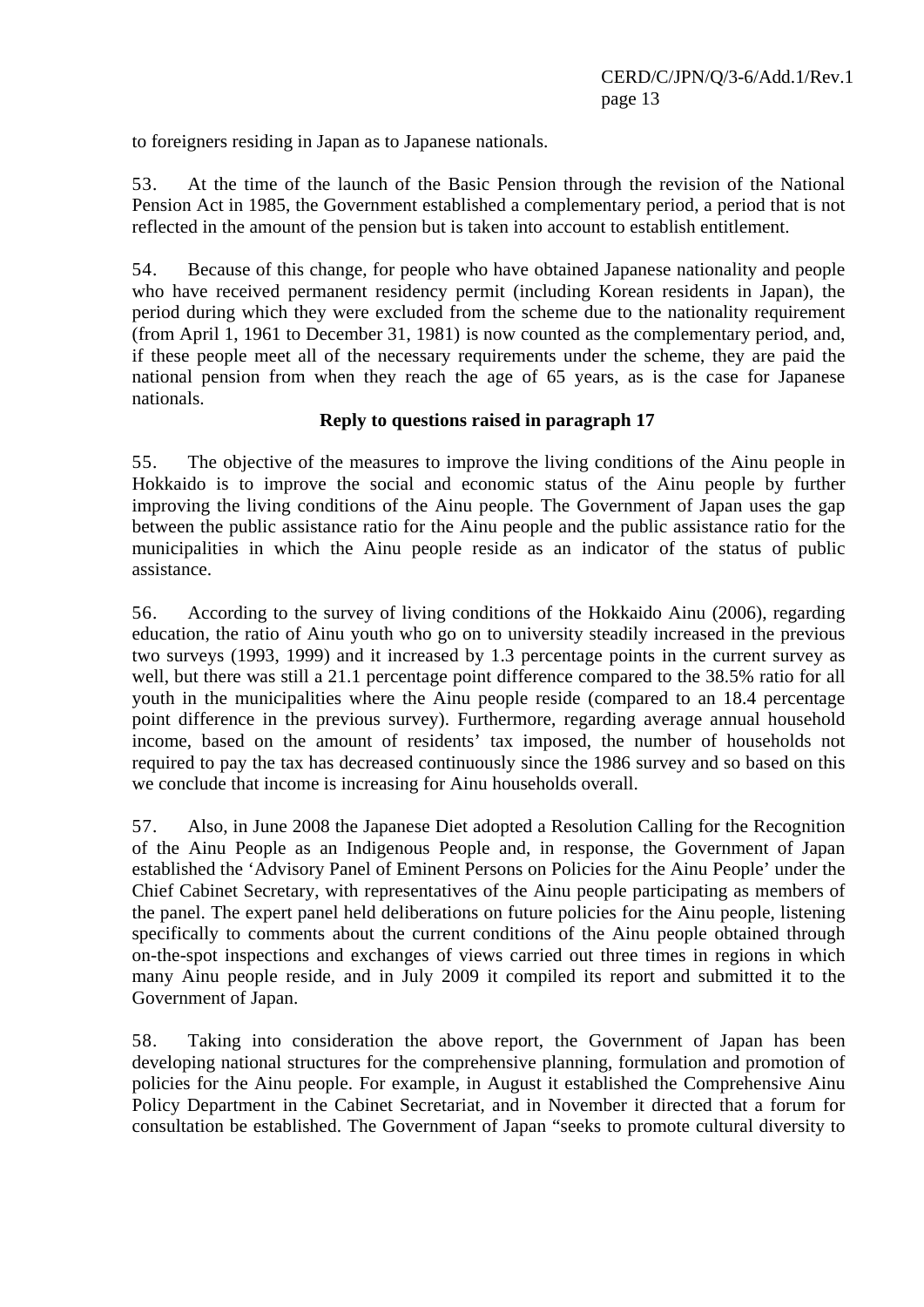to foreigners residing in Japan as to Japanese nationals.

53. At the time of the launch of the Basic Pension through the revision of the National Pension Act in 1985, the Government established a complementary period, a period that is not reflected in the amount of the pension but is taken into account to establish entitlement.

54. Because of this change, for people who have obtained Japanese nationality and people who have received permanent residency permit (including Korean residents in Japan), the period during which they were excluded from the scheme due to the nationality requirement (from April 1, 1961 to December 31, 1981) is now counted as the complementary period, and, if these people meet all of the necessary requirements under the scheme, they are paid the national pension from when they reach the age of 65 years, as is the case for Japanese nationals.

**Reply to questions raised in paragraph 17**

55. The objective of the measures to improve the living conditions of the Ainu people in Hokkaido is to improve the social and economic status of the Ainu people by further improving the living conditions of the Ainu people. The Government of Japan uses the gap between the public assistance ratio for the Ainu people and the public assistance ratio for the municipalities in which the Ainu people reside as an indicator of the status of public assistance.

56. According to the survey of living conditions of the Hokkaido Ainu (2006), regarding education, the ratio of Ainu youth who go on to university steadily increased in the previous two surveys (1993, 1999) and it increased by 1.3 percentage points in the current survey as well, but there was still a 21.1 percentage point difference compared to the 38.5% ratio for all youth in the municipalities where the Ainu people reside (compared to an 18.4 percentage point difference in the previous survey). Furthermore, regarding average annual household income, based on the amount of residents' tax imposed, the number of households not required to pay the tax has decreased continuously since the 1986 survey and so based on this we conclude that income is increasing for Ainu households overall.

57. Also, in June 2008 the Japanese Diet adopted a Resolution Calling for the Recognition of the Ainu People as an Indigenous People and, in response, the Government of Japan established the 'Advisory Panel of Eminent Persons on Policies for the Ainu People' under the Chief Cabinet Secretary, with representatives of the Ainu people participating as members of the panel. The expert panel held deliberations on future policies for the Ainu people, listening specifically to comments about the current conditions of the Ainu people obtained through on-the-spot inspections and exchanges of views carried out three times in regions in which many Ainu people reside, and in July 2009 it compiled its report and submitted it to the Government of Japan.

58. Taking into consideration the above report, the Government of Japan has been developing national structures for the comprehensive planning, formulation and promotion of policies for the Ainu people. For example, in August it established the Comprehensive Ainu Policy Department in the Cabinet Secretariat, and in November it directed that a forum for consultation be established. The Government of Japan "seeks to promote cultural diversity to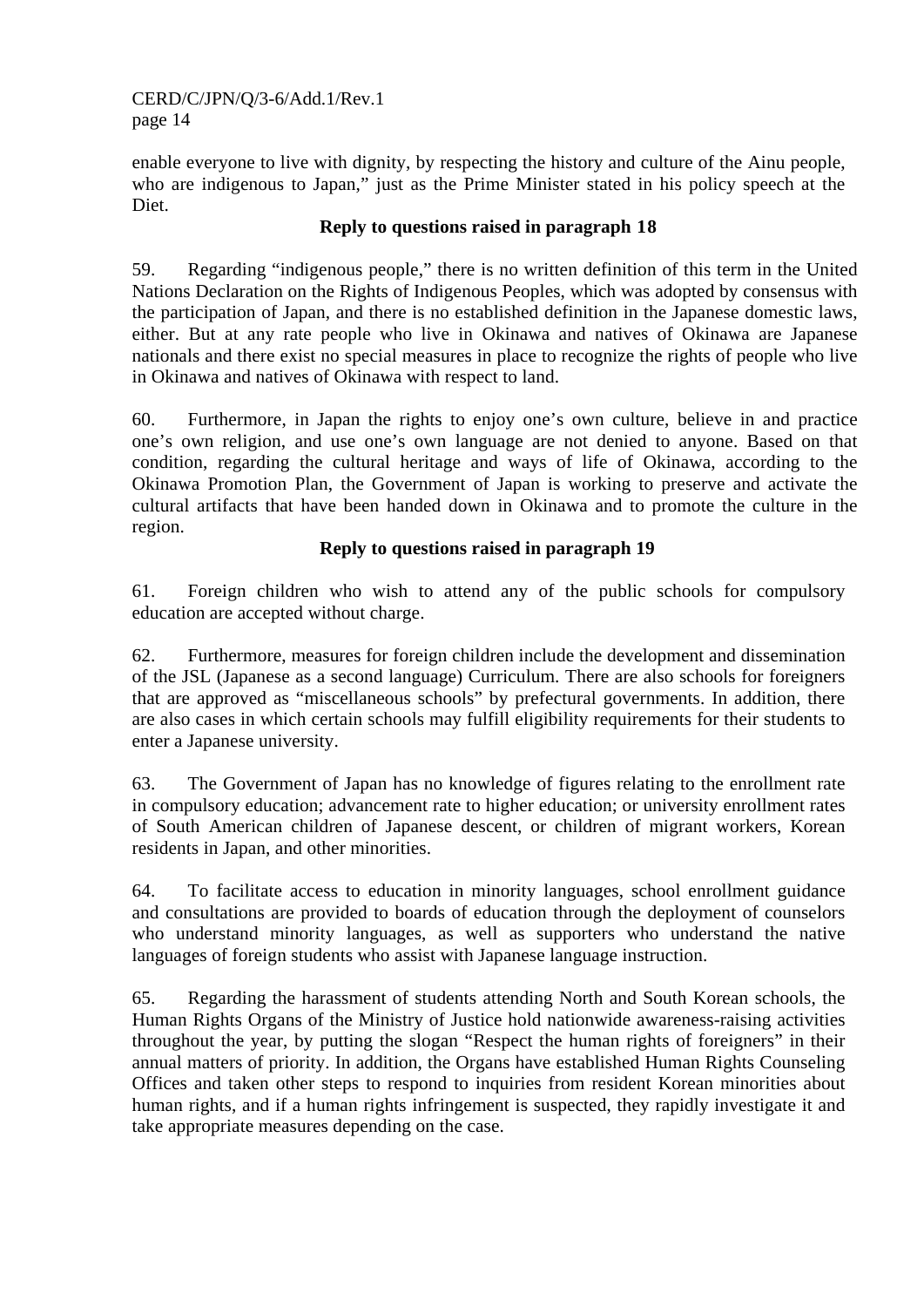enable everyone to live with dignity, by respecting the history and culture of the Ainu people, who are indigenous to Japan," just as the Prime Minister stated in his policy speech at the Diet.

**Reply to questions raised in paragraph 18**

59. Regarding "indigenous people," there is no written definition of this term in the United Nations Declaration on the Rights of Indigenous Peoples, which was adopted by consensus with the participation of Japan, and there is no established definition in the Japanese domestic laws, either. But at any rate people who live in Okinawa and natives of Okinawa are Japanese nationals and there exist no special measures in place to recognize the rights of people who live in Okinawa and natives of Okinawa with respect to land.

60. Furthermore, in Japan the rights to enjoy one's own culture, believe in and practice one's own religion, and use one's own language are not denied to anyone. Based on that condition, regarding the cultural heritage and ways of life of Okinawa, according to the Okinawa Promotion Plan, the Government of Japan is working to preserve and activate the cultural artifacts that have been handed down in Okinawa and to promote the culture in the region.

**Reply to questions raised in paragraph 19**

61. Foreign children who wish to attend any of the public schools for compulsory education are accepted without charge.

62. Furthermore, measures for foreign children include the development and dissemination of the JSL (Japanese as a second language) Curriculum. There are also schools for foreigners that are approved as "miscellaneous schools" by prefectural governments. In addition, there are also cases in which certain schools may fulfill eligibility requirements for their students to enter a Japanese university.

63. The Government of Japan has no knowledge of figures relating to the enrollment rate in compulsory education; advancement rate to higher education; or university enrollment rates of South American children of Japanese descent, or children of migrant workers, Korean residents in Japan, and other minorities.

64. To facilitate access to education in minority languages, school enrollment guidance and consultations are provided to boards of education through the deployment of counselors who understand minority languages, as well as supporters who understand the native languages of foreign students who assist with Japanese language instruction.

65. Regarding the harassment of students attending North and South Korean schools, the Human Rights Organs of the Ministry of Justice hold nationwide awareness-raising activities throughout the year, by putting the slogan "Respect the human rights of foreigners" in their annual matters of priority. In addition, the Organs have established Human Rights Counseling Offices and taken other steps to respond to inquiries from resident Korean minorities about human rights, and if a human rights infringement is suspected, they rapidly investigate it and take appropriate measures depending on the case.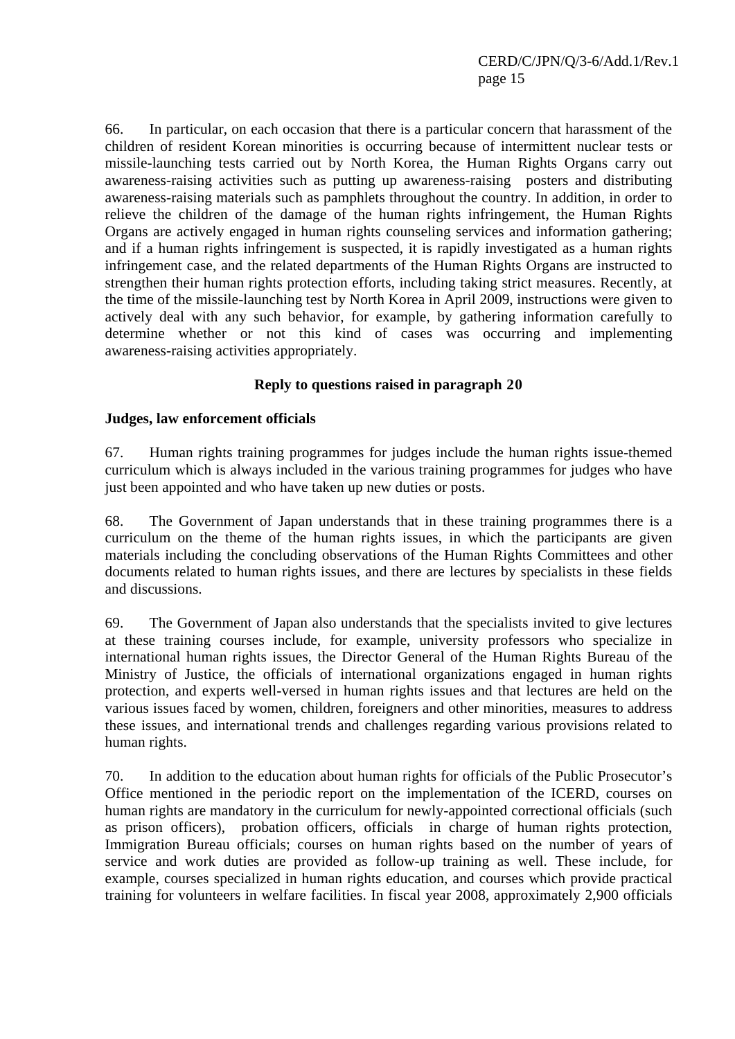66. In particular, on each occasion that there is a particular concern that harassment of the children of resident Korean minorities is occurring because of intermittent nuclear tests or missile-launching tests carried out by North Korea, the Human Rights Organs carry out awareness-raising activities such as putting up awareness-raising posters and distributing awareness-raising materials such as pamphlets throughout the country. In addition, in order to relieve the children of the damage of the human rights infringement, the Human Rights Organs are actively engaged in human rights counseling services and information gathering; and if a human rights infringement is suspected, it is rapidly investigated as a human rights infringement case, and the related departments of the Human Rights Organs are instructed to strengthen their human rights protection efforts, including taking strict measures. Recently, at the time of the missile-launching test by North Korea in April 2009, instructions were given to actively deal with any such behavior, for example, by gathering information carefully to determine whether or not this kind of cases was occurring and implementing awareness-raising activities appropriately.

**Reply to questions raised in paragraph 20**

**Judges, law enforcement officials**

67. Human rights training programmes for judges include the human rights issue-themed curriculum which is always included in the various training programmes for judges who have just been appointed and who have taken up new duties or posts.

68. The Government of Japan understands that in these training programmes there is a curriculum on the theme of the human rights issues, in which the participants are given materials including the concluding observations of the Human Rights Committees and other documents related to human rights issues, and there are lectures by specialists in these fields and discussions.

69. The Government of Japan also understands that the specialists invited to give lectures at these training courses include, for example, university professors who specialize in international human rights issues, the Director General of the Human Rights Bureau of the Ministry of Justice, the officials of international organizations engaged in human rights protection, and experts well-versed in human rights issues and that lectures are held on the various issues faced by women, children, foreigners and other minorities, measures to address these issues, and international trends and challenges regarding various provisions related to human rights.

70. In addition to the education about human rights for officials of the Public Prosecutor's Office mentioned in the periodic report on the implementation of the ICERD, courses on human rights are mandatory in the curriculum for newly-appointed correctional officials (such as prison officers), probation officers, officials in charge of human rights protection, Immigration Bureau officials; courses on human rights based on the number of years of service and work duties are provided as follow-up training as well. These include, for example, courses specialized in human rights education, and courses which provide practical training for volunteers in welfare facilities. In fiscal year 2008, approximately 2,900 officials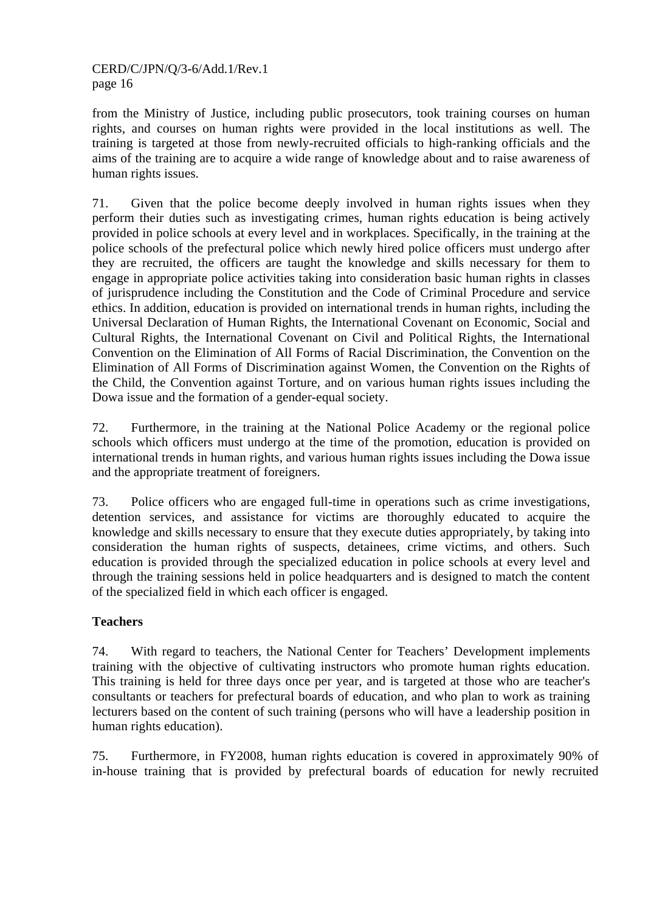from the Ministry of Justice, including public prosecutors, took training courses on human rights, and courses on human rights were provided in the local institutions as well. The training is targeted at those from newly-recruited officials to high-ranking officials and the aims of the training are to acquire a wide range of knowledge about and to raise awareness of human rights issues.

71. Given that the police become deeply involved in human rights issues when they perform their duties such as investigating crimes, human rights education is being actively provided in police schools at every level and in workplaces. Specifically, in the training at the police schools of the prefectural police which newly hired police officers must undergo after they are recruited, the officers are taught the knowledge and skills necessary for them to engage in appropriate police activities taking into consideration basic human rights in classes of jurisprudence including the Constitution and the Code of Criminal Procedure and service ethics. In addition, education is provided on international trends in human rights, including the Universal Declaration of Human Rights, the International Covenant on Economic, Social and Cultural Rights, the International Covenant on Civil and Political Rights, the International Convention on the Elimination of All Forms of Racial Discrimination, the Convention on the Elimination of All Forms of Discrimination against Women, the Convention on the Rights of the Child, the Convention against Torture, and on various human rights issues including the Dowa issue and the formation of a gender-equal society.

72. Furthermore, in the training at the National Police Academy or the regional police schools which officers must undergo at the time of the promotion, education is provided on international trends in human rights, and various human rights issues including the Dowa issue and the appropriate treatment of foreigners.

73. Police officers who are engaged full-time in operations such as crime investigations, detention services, and assistance for victims are thoroughly educated to acquire the knowledge and skills necessary to ensure that they execute duties appropriately, by taking into consideration the human rights of suspects, detainees, crime victims, and others. Such education is provided through the specialized education in police schools at every level and through the training sessions held in police headquarters and is designed to match the content of the specialized field in which each officer is engaged.

**Teachers**

74. With regard to teachers, the National Center for Teachers' Development implements training with the objective of cultivating instructors who promote human rights education. This training is held for three days once per year, and is targeted at those who are teacher's consultants or teachers for prefectural boards of education, and who plan to work as training lecturers based on the content of such training (persons who will have a leadership position in human rights education).

75. Furthermore, in FY2008, human rights education is covered in approximately 90% of in-house training that is provided by prefectural boards of education for newly recruited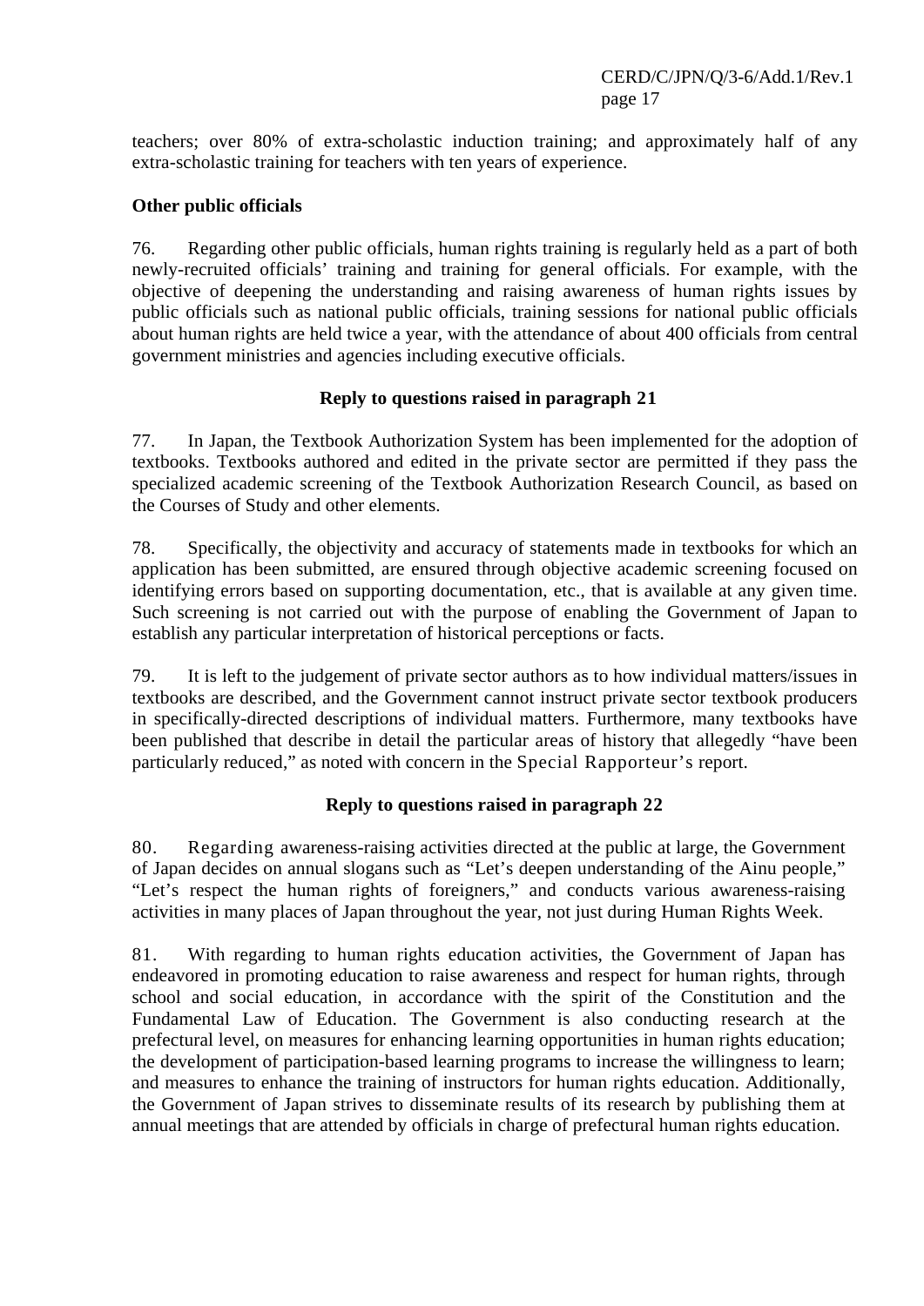teachers; over 80% of extra-scholastic induction training; and approximately half of any extra-scholastic training for teachers with ten years of experience.

**Other public officials**

76. Regarding other public officials, human rights training is regularly held as a part of both newly-recruited officials' training and training for general officials. For example, with the objective of deepening the understanding and raising awareness of human rights issues by public officials such as national public officials, training sessions for national public officials about human rights are held twice a year, with the attendance of about 400 officials from central government ministries and agencies including executive officials.

**Reply to questions raised in paragraph 21**

77. In Japan, the Textbook Authorization System has been implemented for the adoption of textbooks. Textbooks authored and edited in the private sector are permitted if they pass the specialized academic screening of the Textbook Authorization Research Council, as based on the Courses of Study and other elements.

78. Specifically, the objectivity and accuracy of statements made in textbooks for which an application has been submitted, are ensured through objective academic screening focused on identifying errors based on supporting documentation, etc., that is available at any given time. Such screening is not carried out with the purpose of enabling the Government of Japan to establish any particular interpretation of historical perceptions or facts.

79. It is left to the judgement of private sector authors as to how individual matters/issues in textbooks are described, and the Government cannot instruct private sector textbook producers in specifically-directed descriptions of individual matters. Furthermore, many textbooks have been published that describe in detail the particular areas of history that allegedly "have been particularly reduced," as noted with concern in the Special Rapporteur's report.

**Reply to questions raised in paragraph 22**

80. Regarding awareness-raising activities directed at the public at large, the Government of Japan decides on annual slogans such as "Let's deepen understanding of the Ainu people," "Let's respect the human rights of foreigners," and conducts various awareness-raising activities in many places of Japan throughout the year, not just during Human Rights Week.

81. With regarding to human rights education activities, the Government of Japan has endeavored in promoting education to raise awareness and respect for human rights, through school and social education, in accordance with the spirit of the Constitution and the Fundamental Law of Education. The Government is also conducting research at the prefectural level, on measures for enhancing learning opportunities in human rights education; the development of participation-based learning programs to increase the willingness to learn; and measures to enhance the training of instructors for human rights education. Additionally, the Government of Japan strives to disseminate results of its research by publishing them at annual meetings that are attended by officials in charge of prefectural human rights education.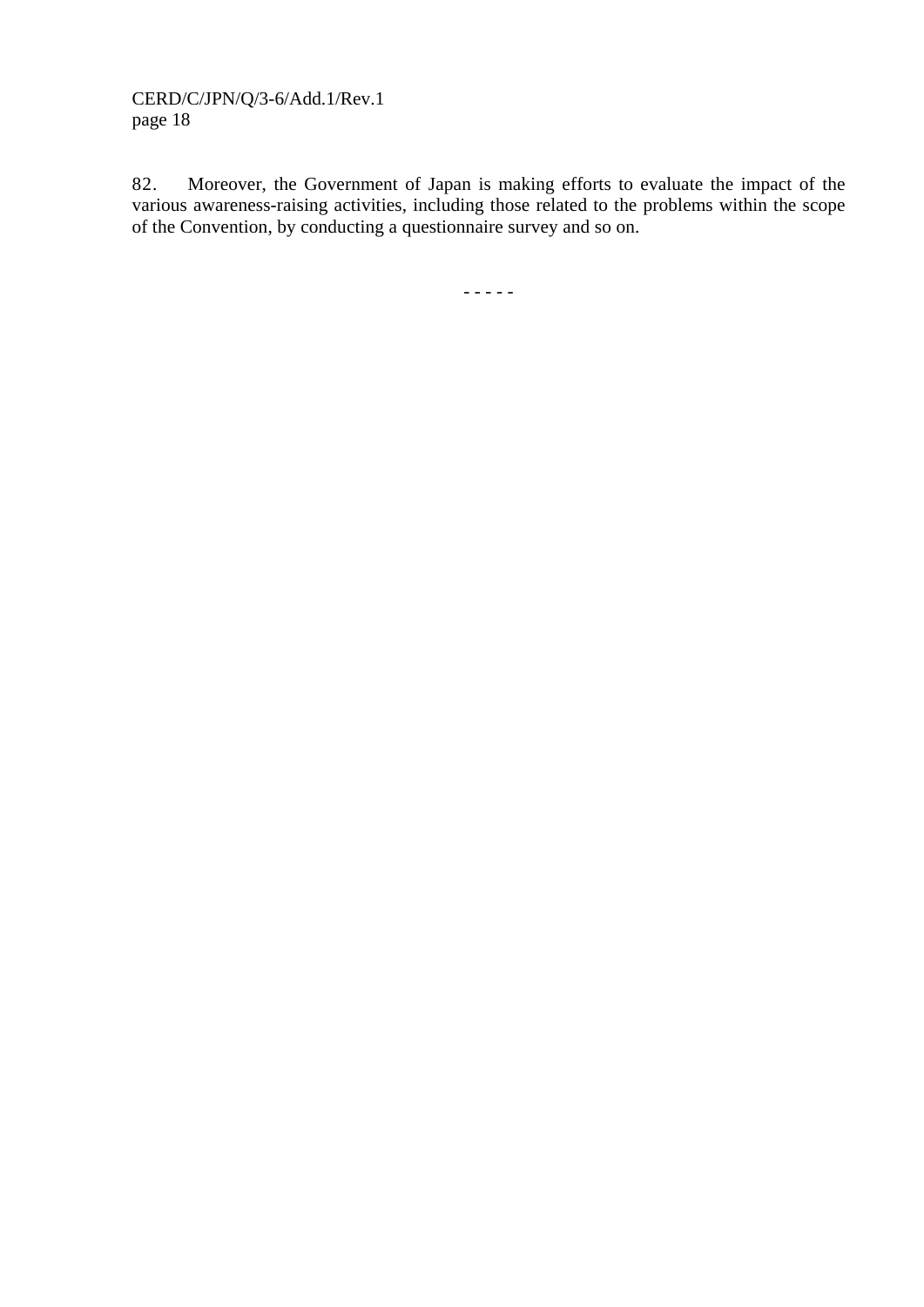82. Moreover, the Government of Japan is making efforts to evaluate the impact of the various awareness-raising activities, including those related to the problems within the scope of the Convention, by conducting a questionnaire survey and so on.

- - - - -